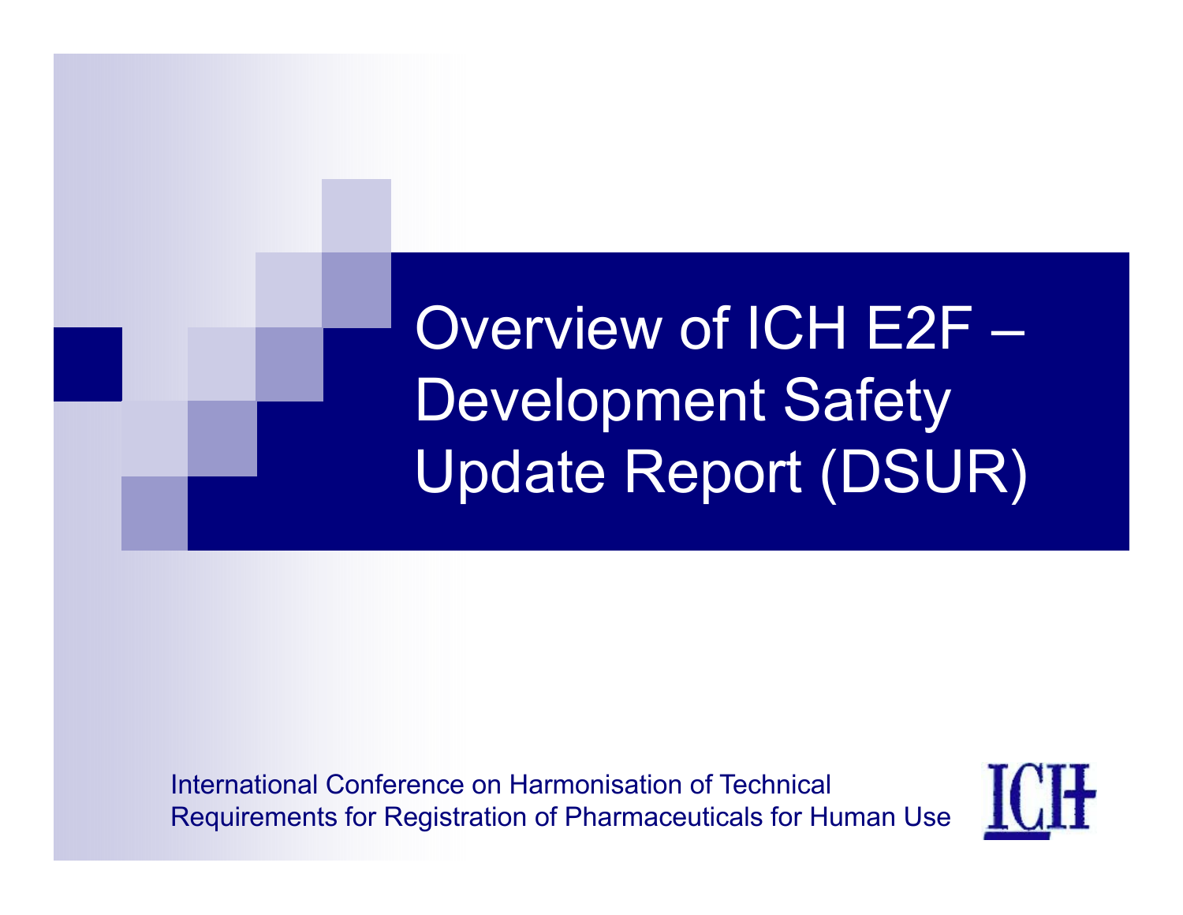# Overview of ICH E2F – Development Safety Update Report (DSUR)

International Conference on Harmonisation of Technical Requirements for Registration of Pharmaceuticals for Human Use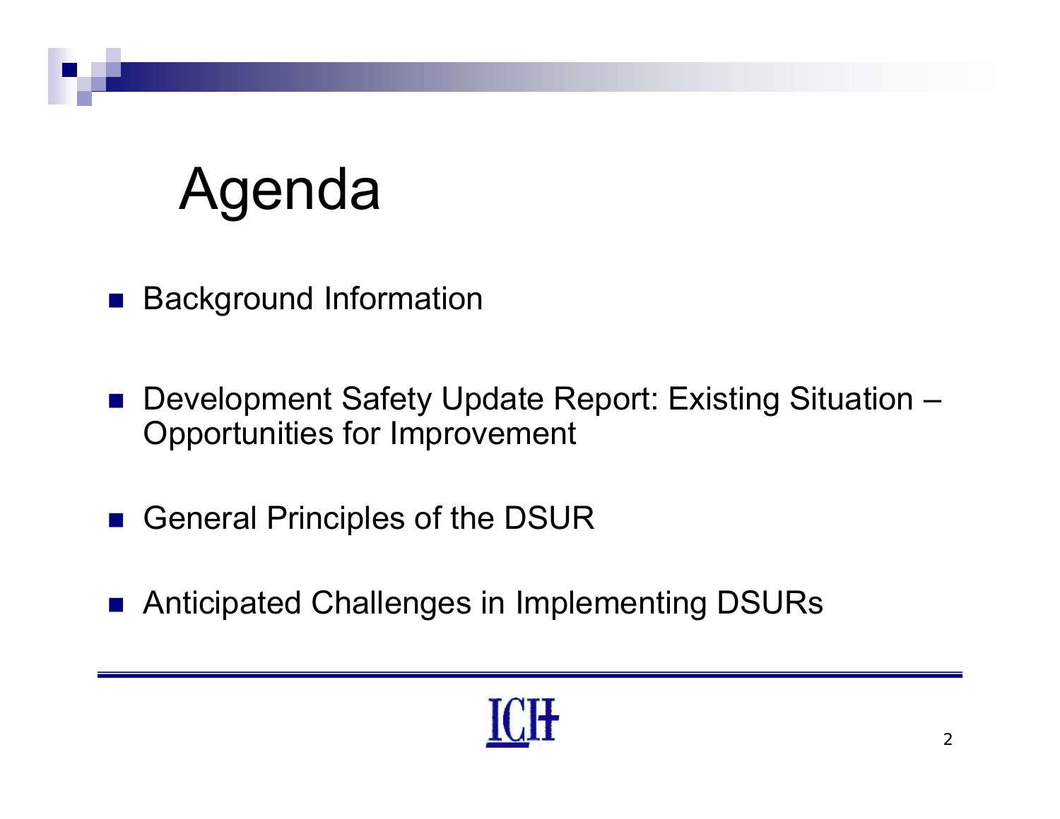# Agenda

- Background Information
- Development Safety Update Report: Existing Situation – Opportunities for Improvement
- General Principles of the DSUR
- Anticipated Challenges in Implementing DSURs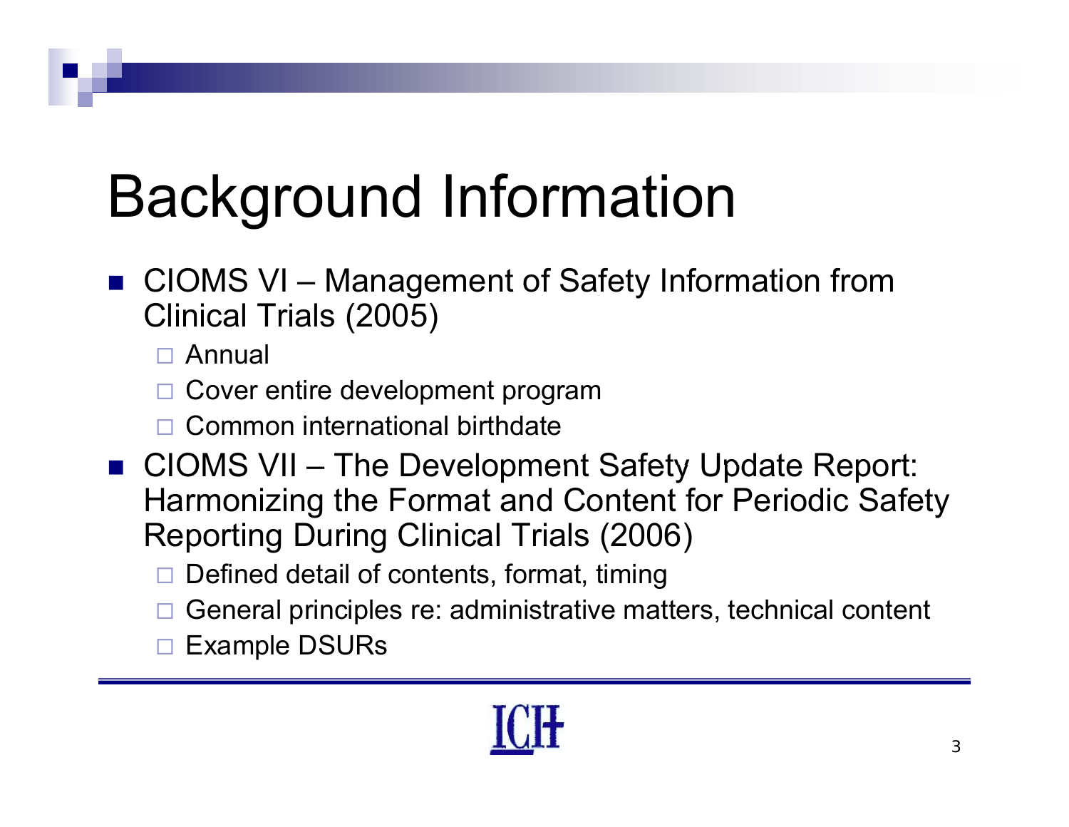# Background Information

- CIOMS VI – Management of Safety Information from Clinical Trials (2005)
  - Annual
  - Cover entire development program
  - Common international birthdate
- CIOMS VII – The Development Safety Update Report: Harmonizing the Format and Content for Periodic Safety Reporting During Clinical Trials (2006)
  - Defined detail of contents, format, timing
  - General principles re: administrative matters, technical content
  - Example DSURs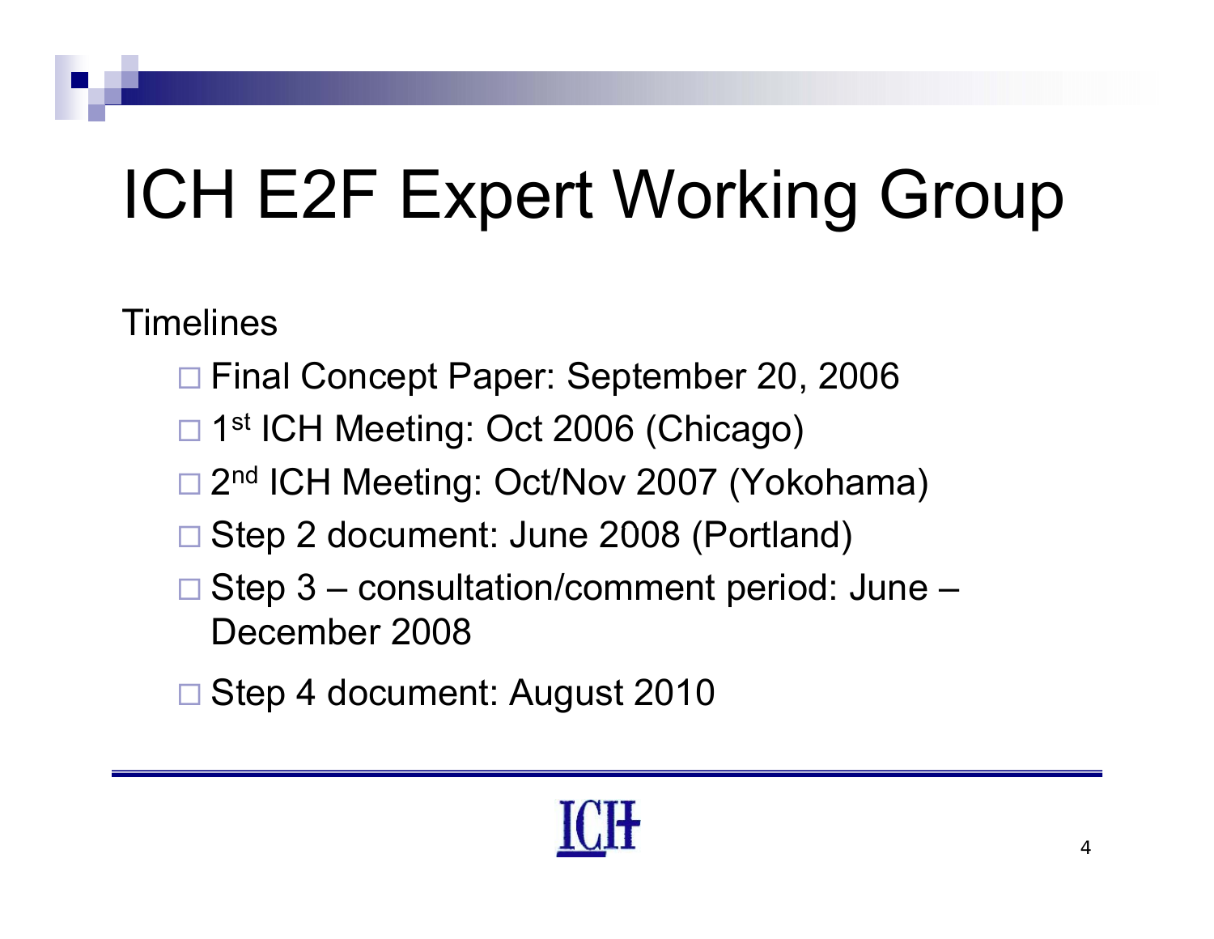# ICH E2F Expert Working Group

Timelines

- Final Concept Paper: September 20, 2006
- 1st ICH Meeting: Oct 2006 (Chicago)
- 2nd ICH Meeting: Oct/Nov 2007 (Yokohama)
- Step 2 document: June 2008 (Portland)
- Step 3 – consultation/comment period: June – December 2008
- Step 4 document: August 2010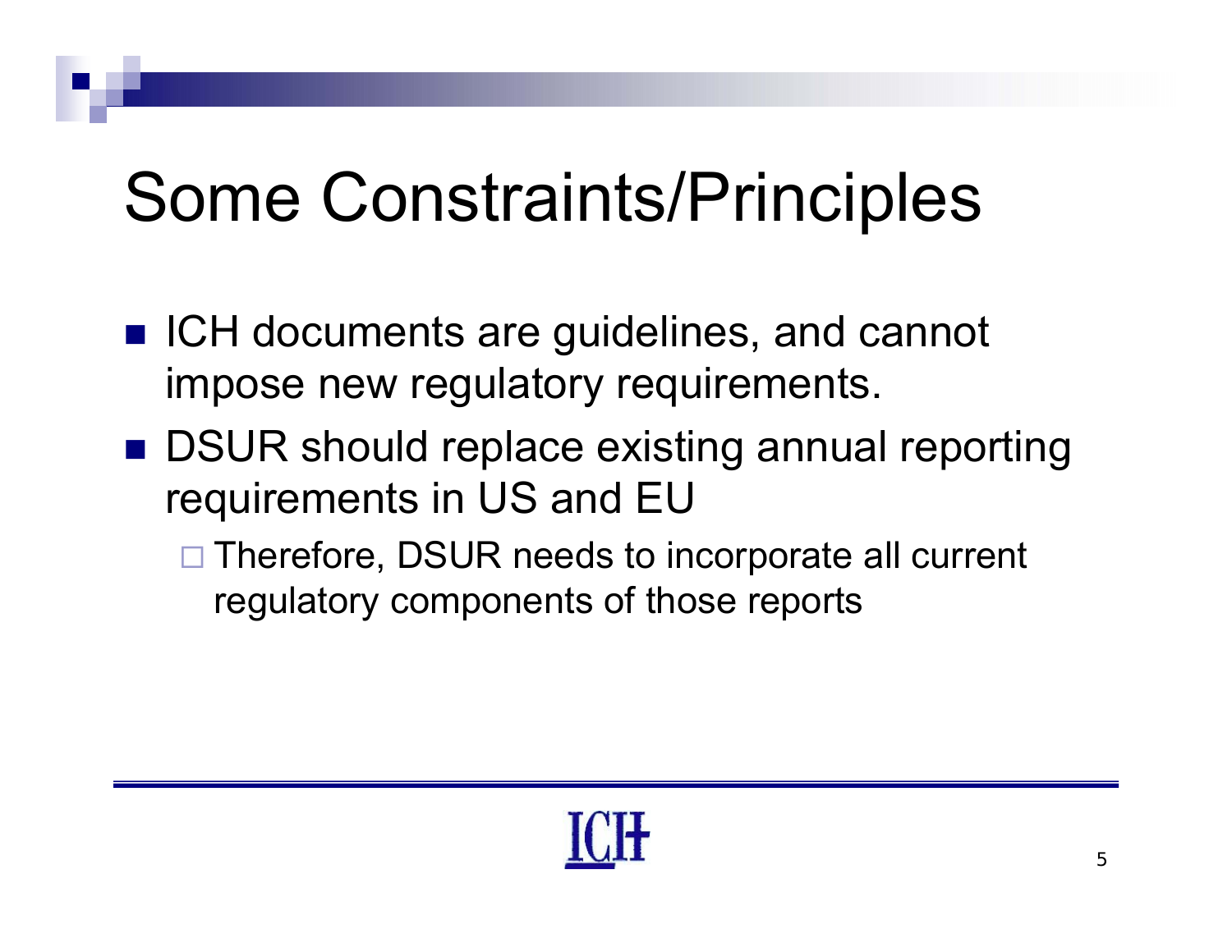# Some Constraints/Principles

- ICH documents are guidelines, and cannot impose new regulatory requirements.
- DSUR should replace existing annual reporting requirements in US and EU
  - Therefore, DSUR needs to incorporate all current regulatory components of those reports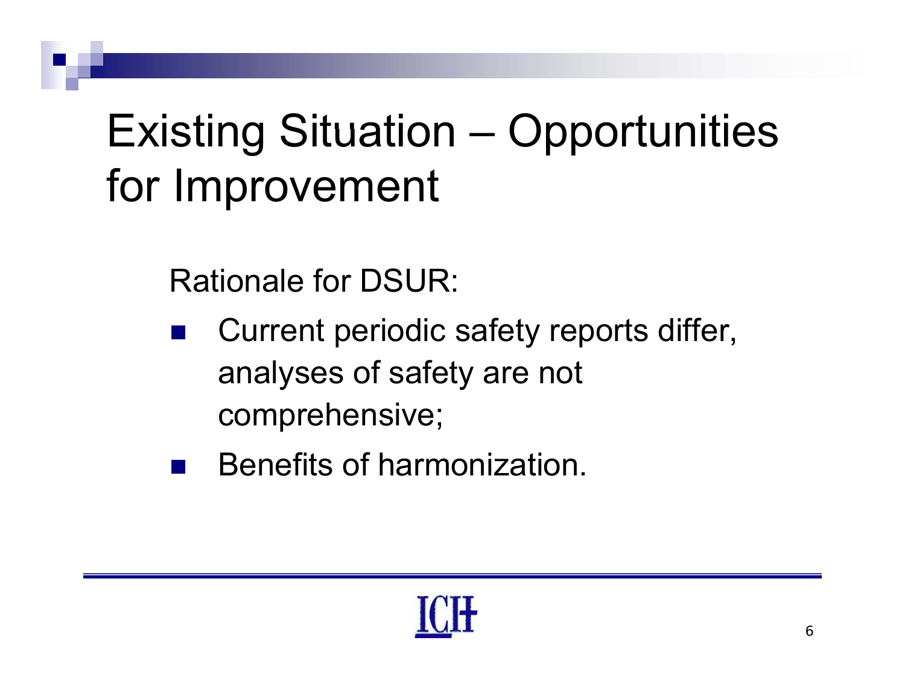# Existing Situation – Opportunities for Improvement

Rationale for DSUR:

- Current periodic safety reports differ, analyses of safety are not comprehensive;
- Benefits of harmonization.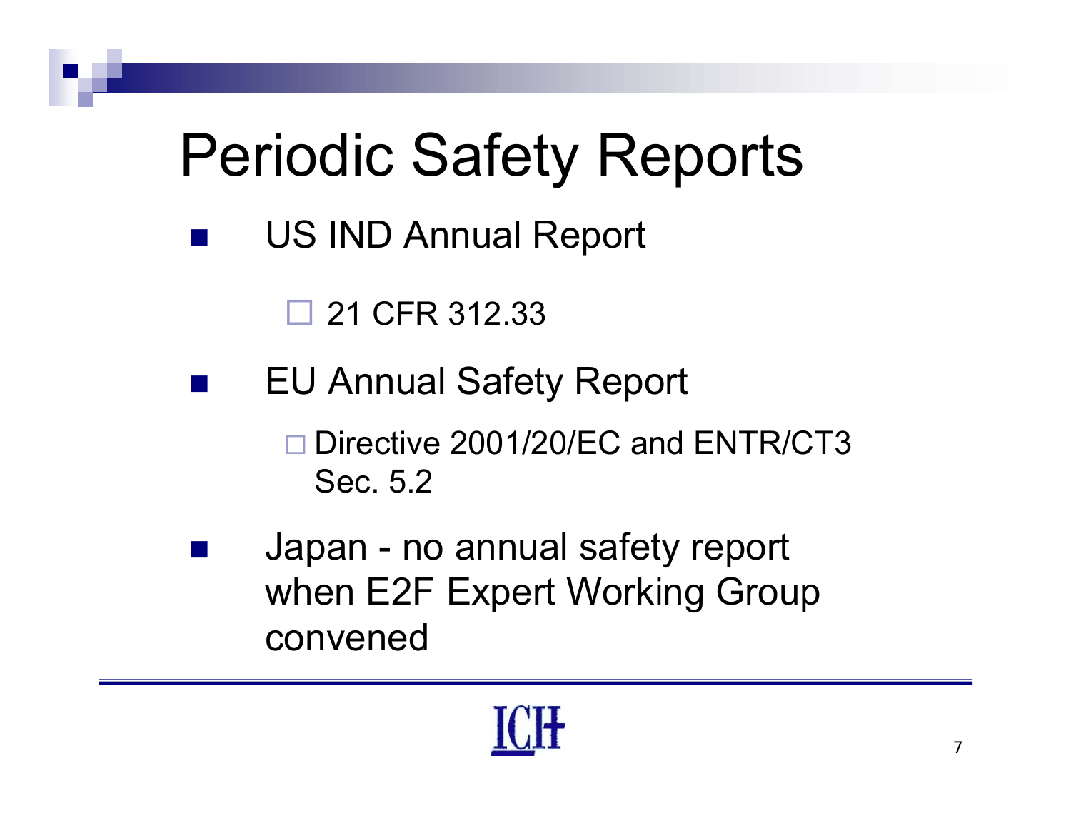# Periodic Safety Reports

- US IND Annual Report
  - 21 CFR 312.33
- EU Annual Safety Report
  - Directive 2001/20/EC and ENTR/CT3 Sec. 5.2
- Japan - no annual safety report when E2F Expert Working Group convened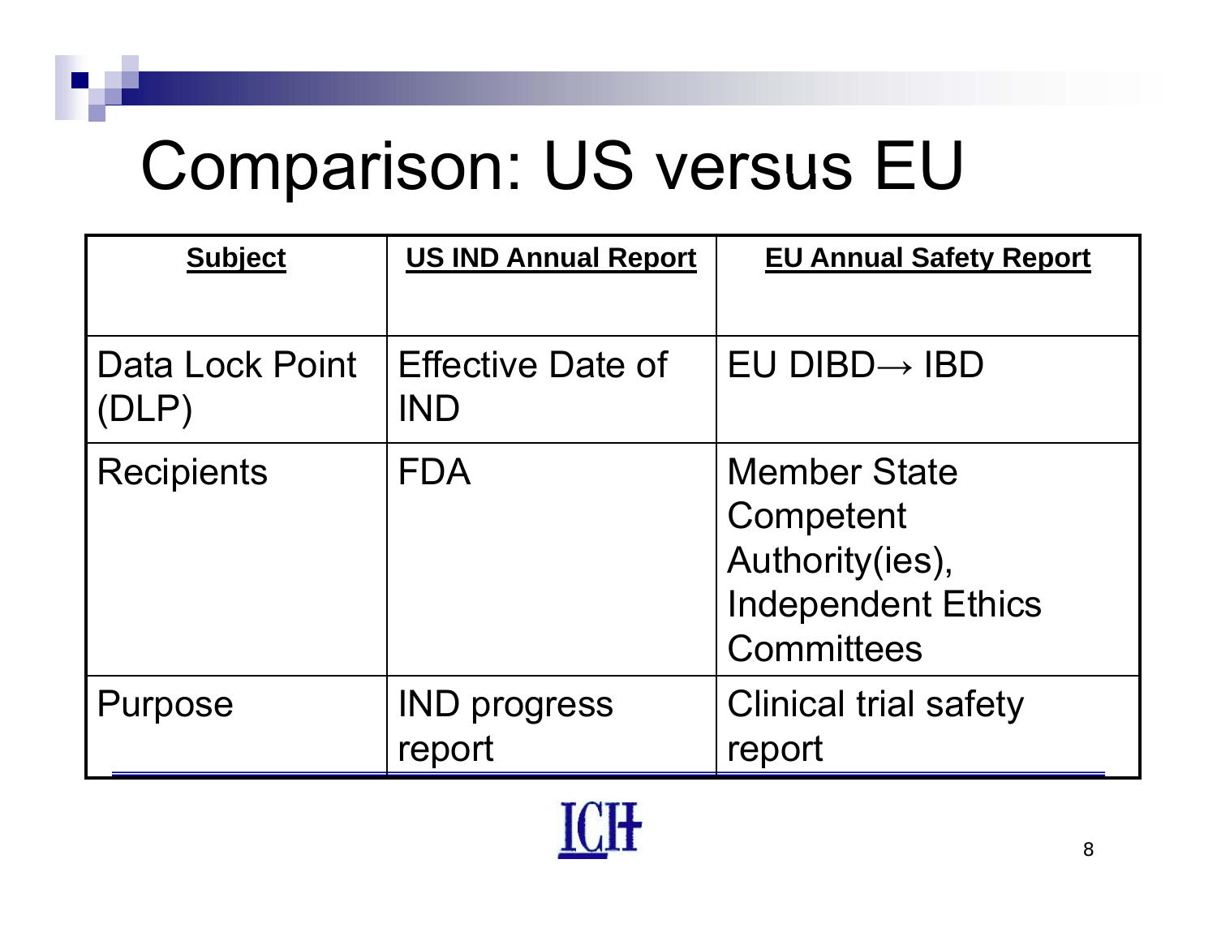# Comparison: US versus EU

| Subject | US IND Annual Report | EU Annual Safety Report |
|---|---|---|
| Data Lock Point (DLP) | Effective Date of IND | EU DIBD→ IBD |
| Recipients | FDA | Member State Competent Authority(ies), Independent Ethics Committees |
| Purpose | IND progress report | Clinical trial safety report |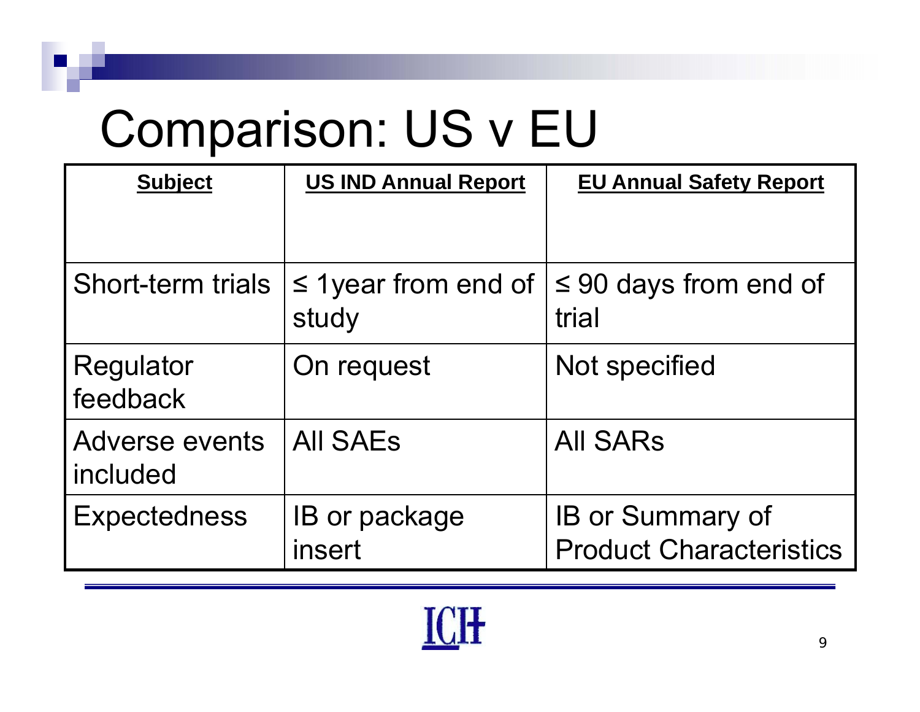# Comparison: US v EU

| Subject | US IND Annual Report | EU Annual Safety Report |
|---|---|---|
| Short-term trials | ≤ 1year from end of study | ≤ 90 days from end of trial |
| Regulator feedback | On request | Not specified |
| Adverse events included | All SAEs | All SARs |
| Expectedness | IB or package insert | IB or Summary of Product Characteristics |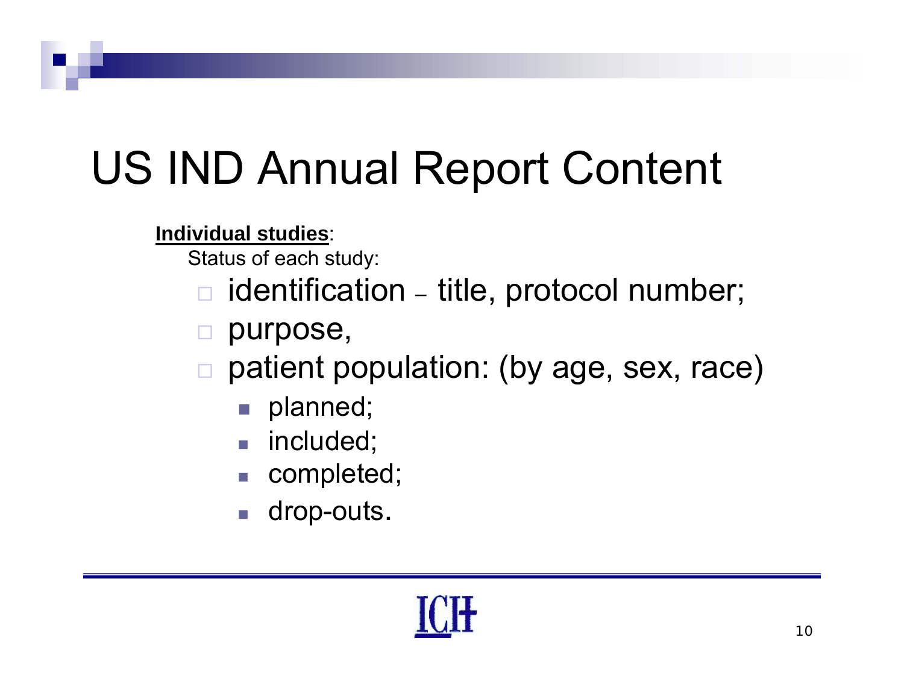# US IND Annual Report Content

**Individual studies**:

Status of each study:

- identification – title, protocol number;
- purpose,
- patient population: (by age, sex, race)
  - planned;
  - included;
  - completed;
  - drop-outs.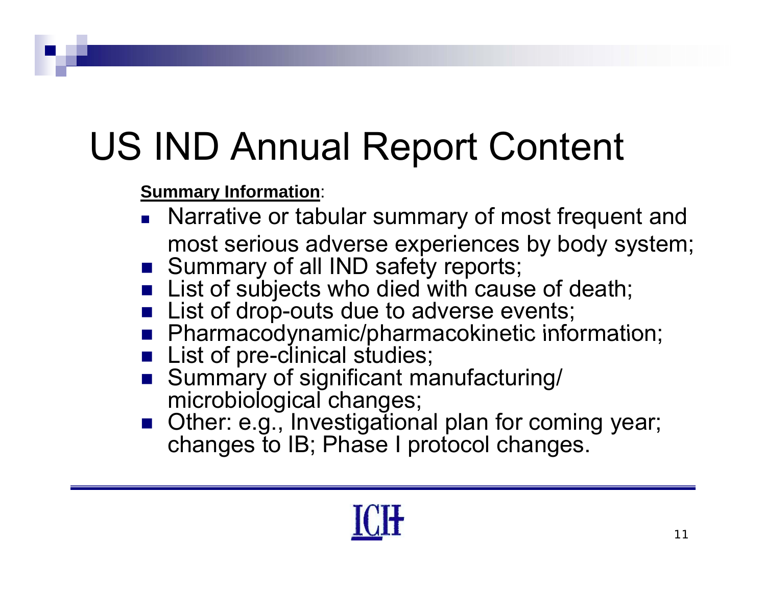# US IND Annual Report Content

**Summary Information**:

- Narrative or tabular summary of most frequent and most serious adverse experiences by body system;
- Summary of all IND safety reports;
- List of subjects who died with cause of death;
- List of drop-outs due to adverse events;
- Pharmacodynamic/pharmacokinetic information;
- List of pre-clinical studies;
- Summary of significant manufacturing/ microbiological changes;
- Other: e.g., Investigational plan for coming year; changes to IB; Phase I protocol changes.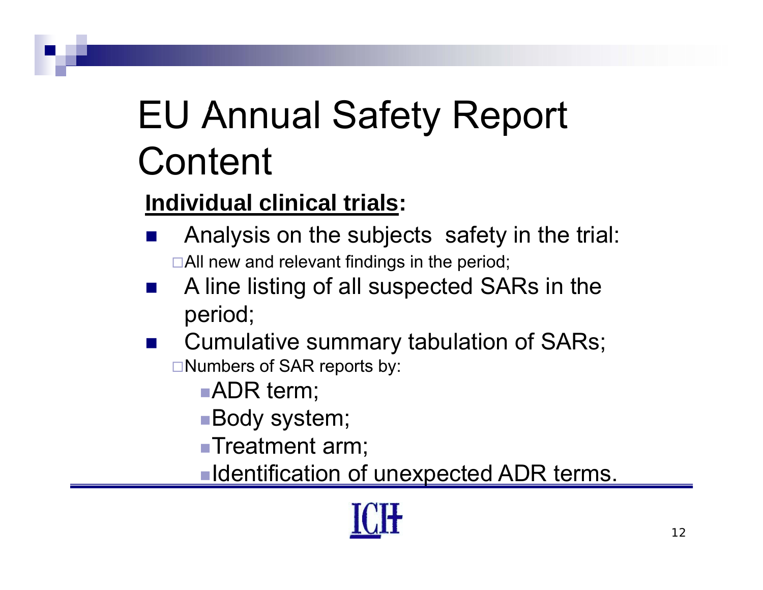# EU Annual Safety Report Content

**Individual clinical trials:**

- Analysis on the subjects safety in the trial:
  - All new and relevant findings in the period;
- A line listing of all suspected SARs in the period;
- Cumulative summary tabulation of SARs;
  - Numbers of SAR reports by:
    - ADR term;
    - Body system;
    - Treatment arm;
    - Identification of unexpected ADR terms.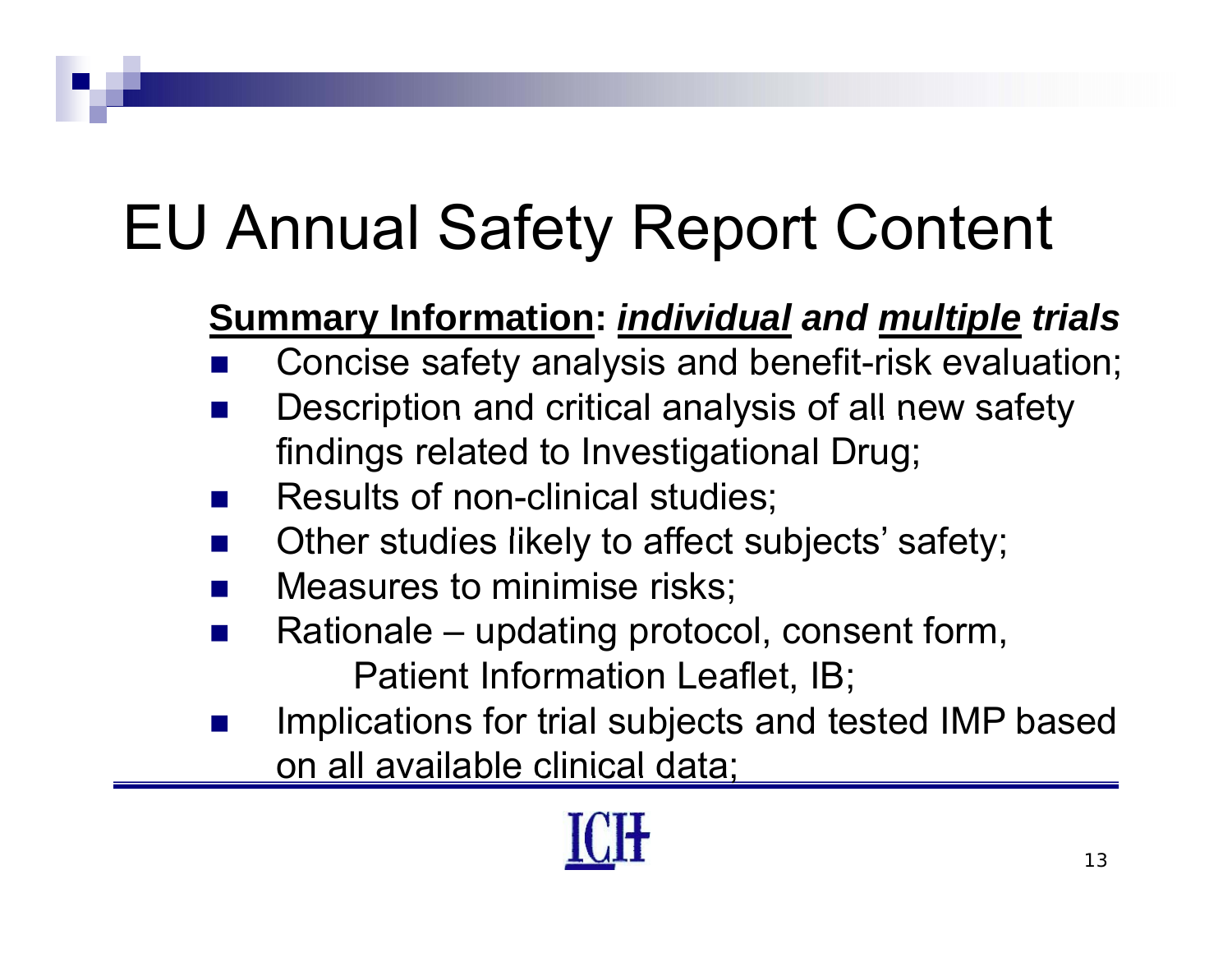# EU Annual Safety Report Content

**Summary Information: *individual and multiple trials***

- Concise safety analysis and benefit-risk evaluation;
- Description and critical analysis of all new safety findings related to Investigational Drug;
- Results of non-clinical studies;
- Other studies likely to affect subjects' safety;
- Measures to minimise risks;
- Rationale – updating protocol, consent form, Patient Information Leaflet, IB;
- Implications for trial subjects and tested IMP based on all available clinical data;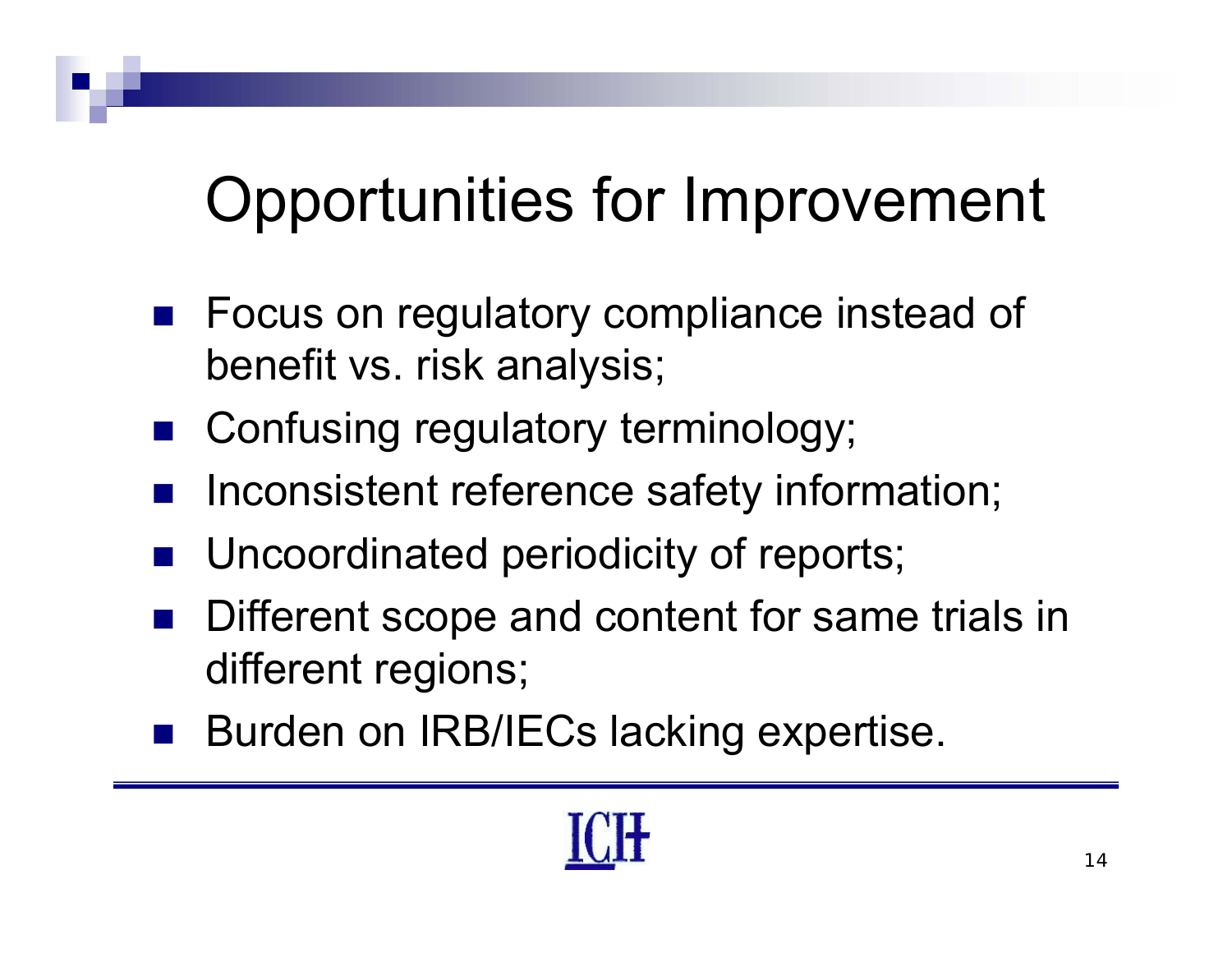# Opportunities for Improvement

- Focus on regulatory compliance instead of benefit vs. risk analysis;
- Confusing regulatory terminology;
- Inconsistent reference safety information;
- Uncoordinated periodicity of reports;
- Different scope and content for same trials in different regions;
- Burden on IRB/IECs lacking expertise.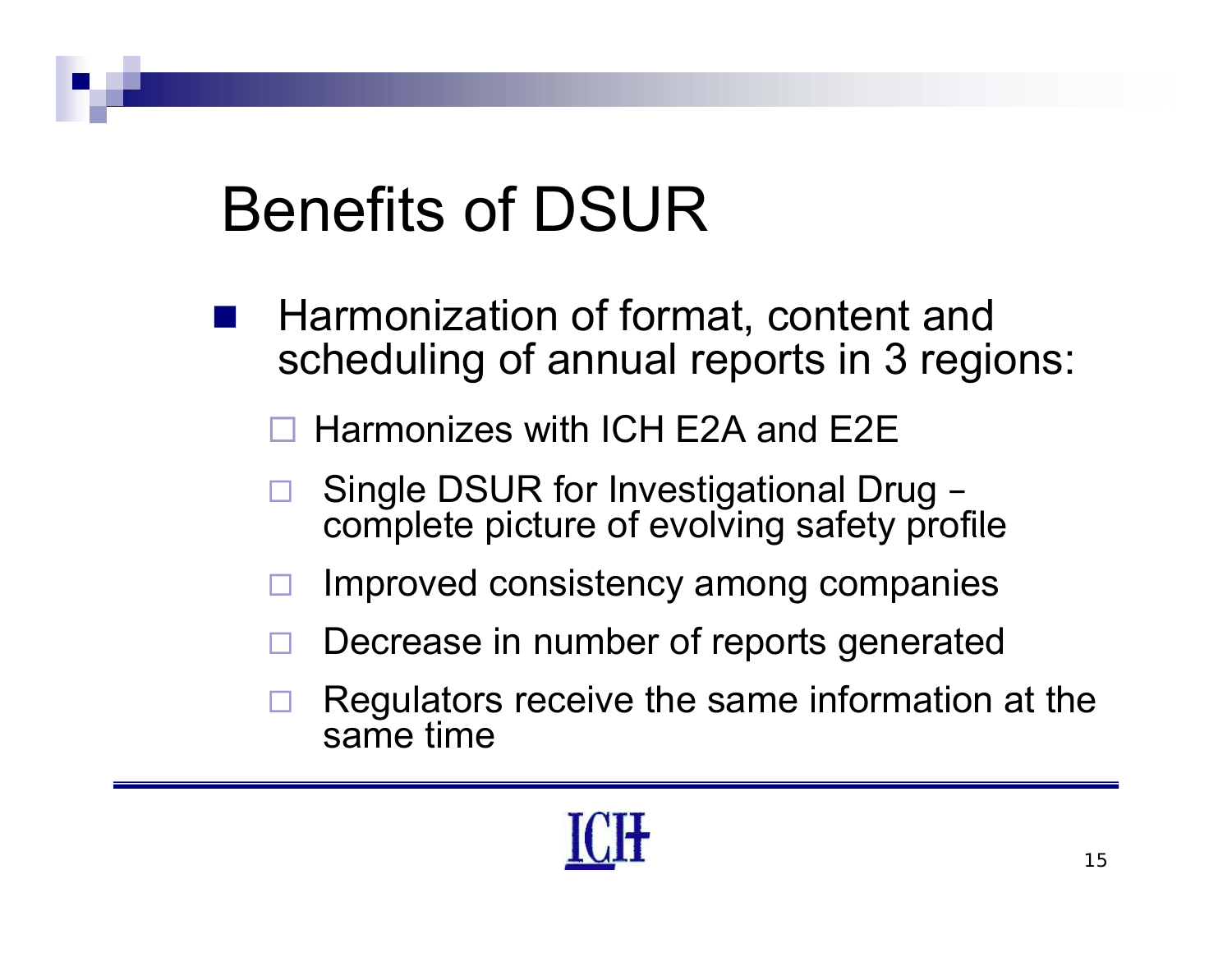# Benefits of DSUR

- Harmonization of format, content and scheduling of annual reports in 3 regions:
  - Harmonizes with ICH E2A and E2E
  - Single DSUR for Investigational Drug – complete picture of evolving safety profile
  - Improved consistency among companies
  - Decrease in number of reports generated
  - Regulators receive the same information at the same time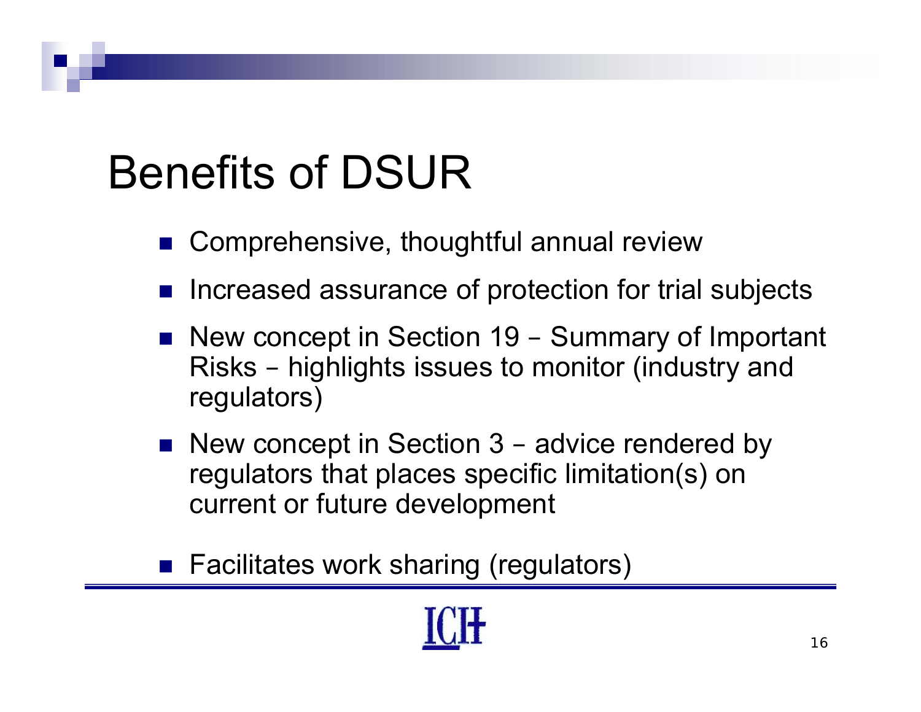# Benefits of DSUR

- Comprehensive, thoughtful annual review
- Increased assurance of protection for trial subjects
- New concept in Section 19 – Summary of Important Risks – highlights issues to monitor (industry and regulators)
- New concept in Section 3 – advice rendered by regulators that places specific limitation(s) on current or future development
- Facilitates work sharing (regulators)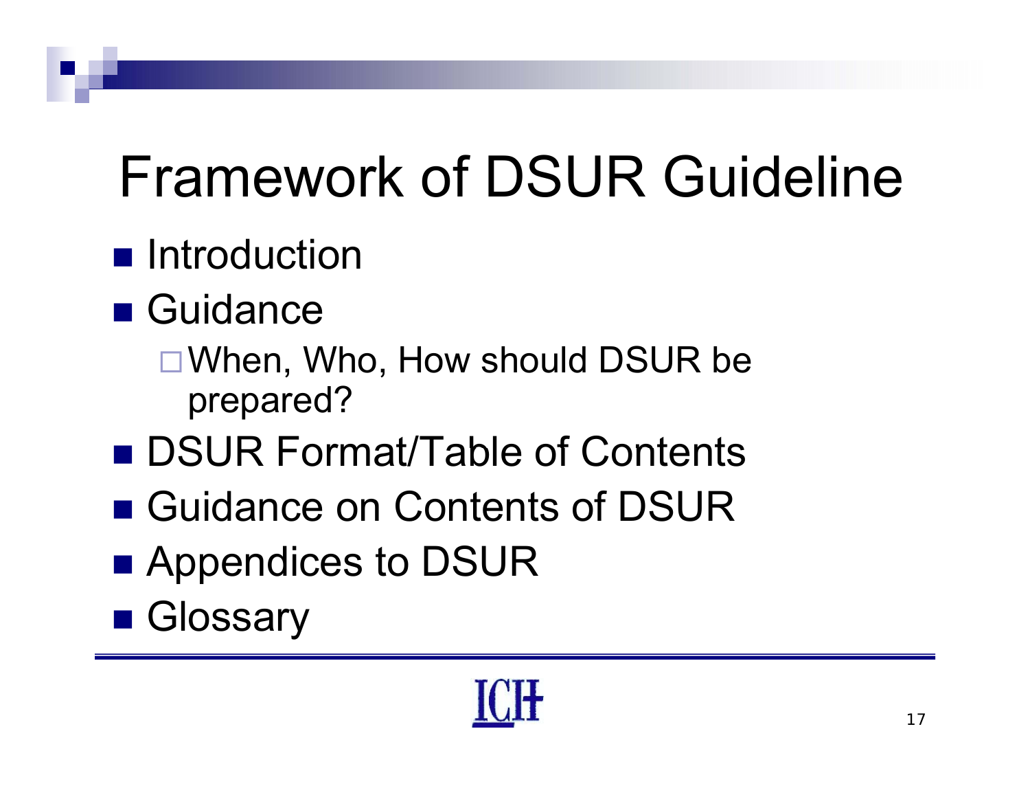# Framework of DSUR Guideline

- Introduction
- Guidance
  - When, Who, How should DSUR be prepared?
- DSUR Format/Table of Contents
- Guidance on Contents of DSUR
- Appendices to DSUR
- Glossary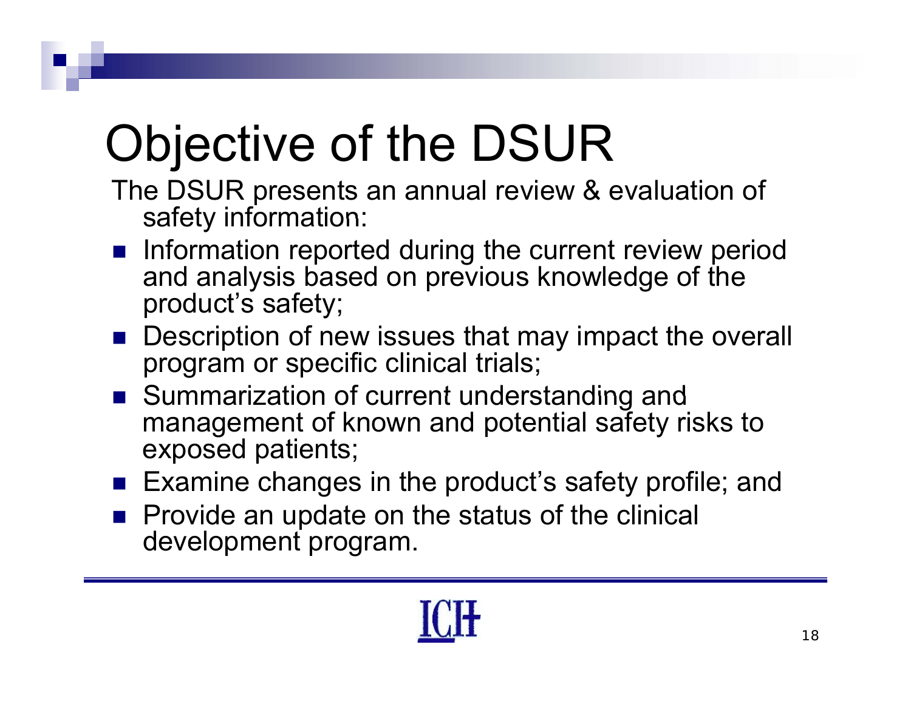# Objective of the DSUR

The DSUR presents an annual review & evaluation of safety information:

- Information reported during the current review period and analysis based on previous knowledge of the product's safety;
- Description of new issues that may impact the overall program or specific clinical trials;
- Summarization of current understanding and management of known and potential safety risks to exposed patients;
- Examine changes in the product's safety profile; and
- Provide an update on the status of the clinical development program.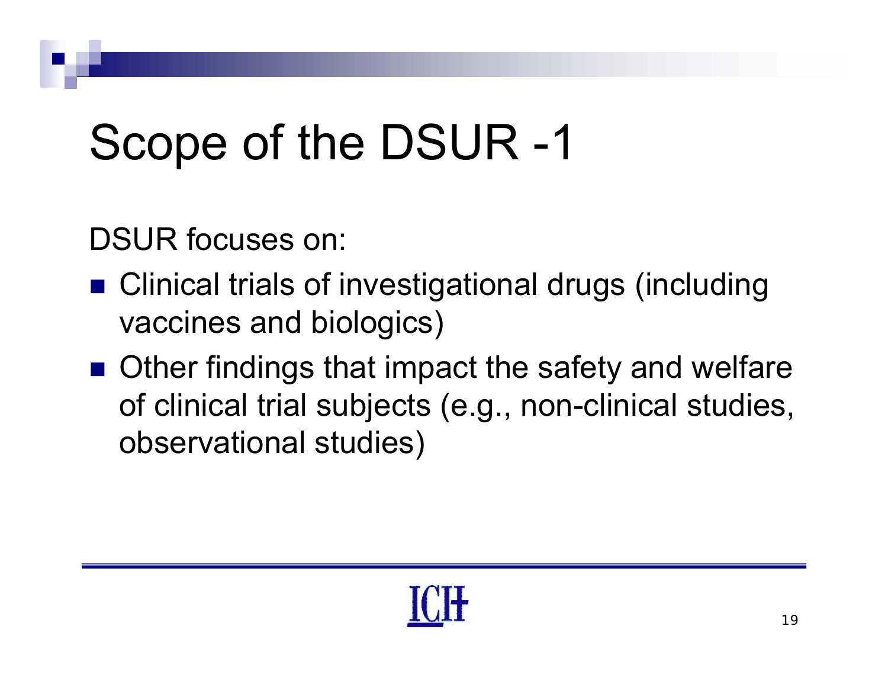# Scope of the DSUR -1

DSUR focuses on:

- Clinical trials of investigational drugs (including vaccines and biologics)
- Other findings that impact the safety and welfare of clinical trial subjects (e.g., non-clinical studies, observational studies)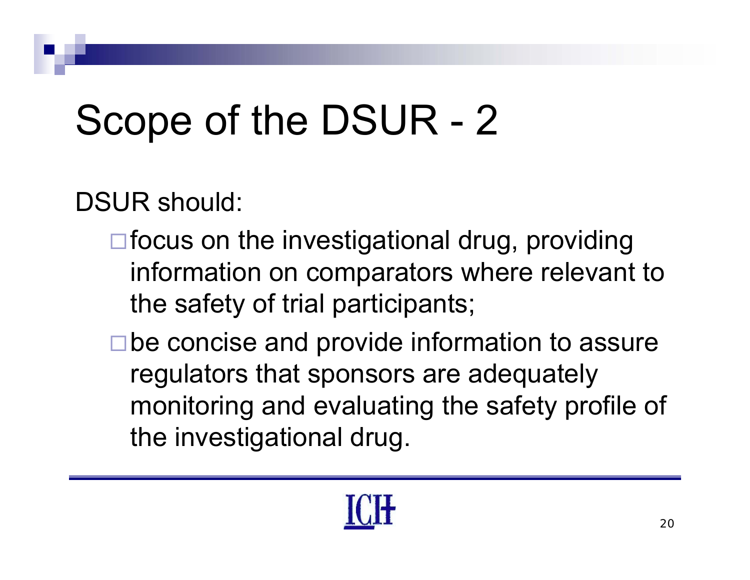# Scope of the DSUR - 2

DSUR should:

- focus on the investigational drug, providing information on comparators where relevant to the safety of trial participants;
- be concise and provide information to assure regulators that sponsors are adequately monitoring and evaluating the safety profile of the investigational drug.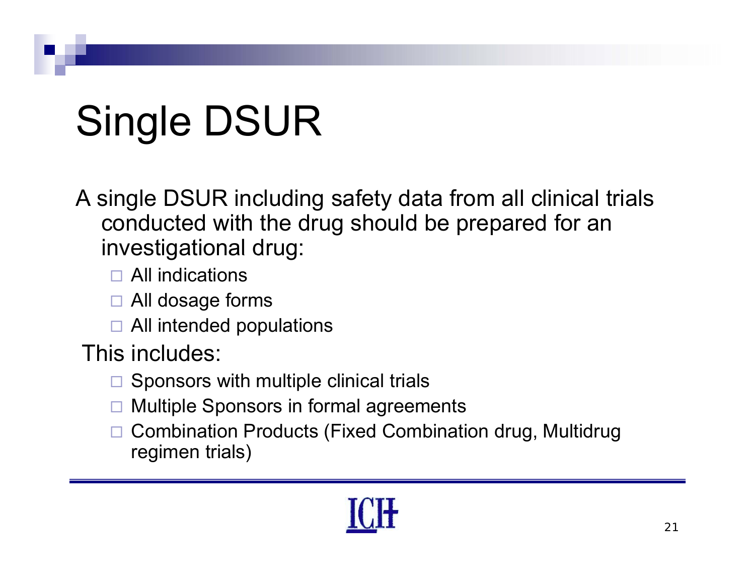# Single DSUR

A single DSUR including safety data from all clinical trials conducted with the drug should be prepared for an investigational drug:

- All indications
- All dosage forms
- All intended populations

This includes:

- Sponsors with multiple clinical trials
- Multiple Sponsors in formal agreements
- Combination Products (Fixed Combination drug, Multidrug regimen trials)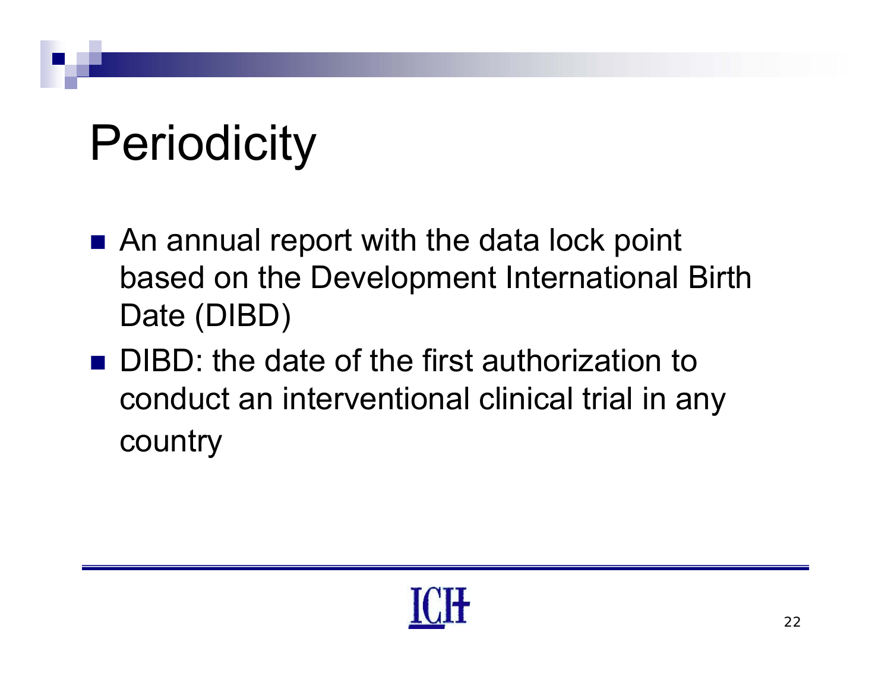# Periodicity

- An annual report with the data lock point based on the Development International Birth Date (DIBD)
- DIBD: the date of the first authorization to conduct an interventional clinical trial in any country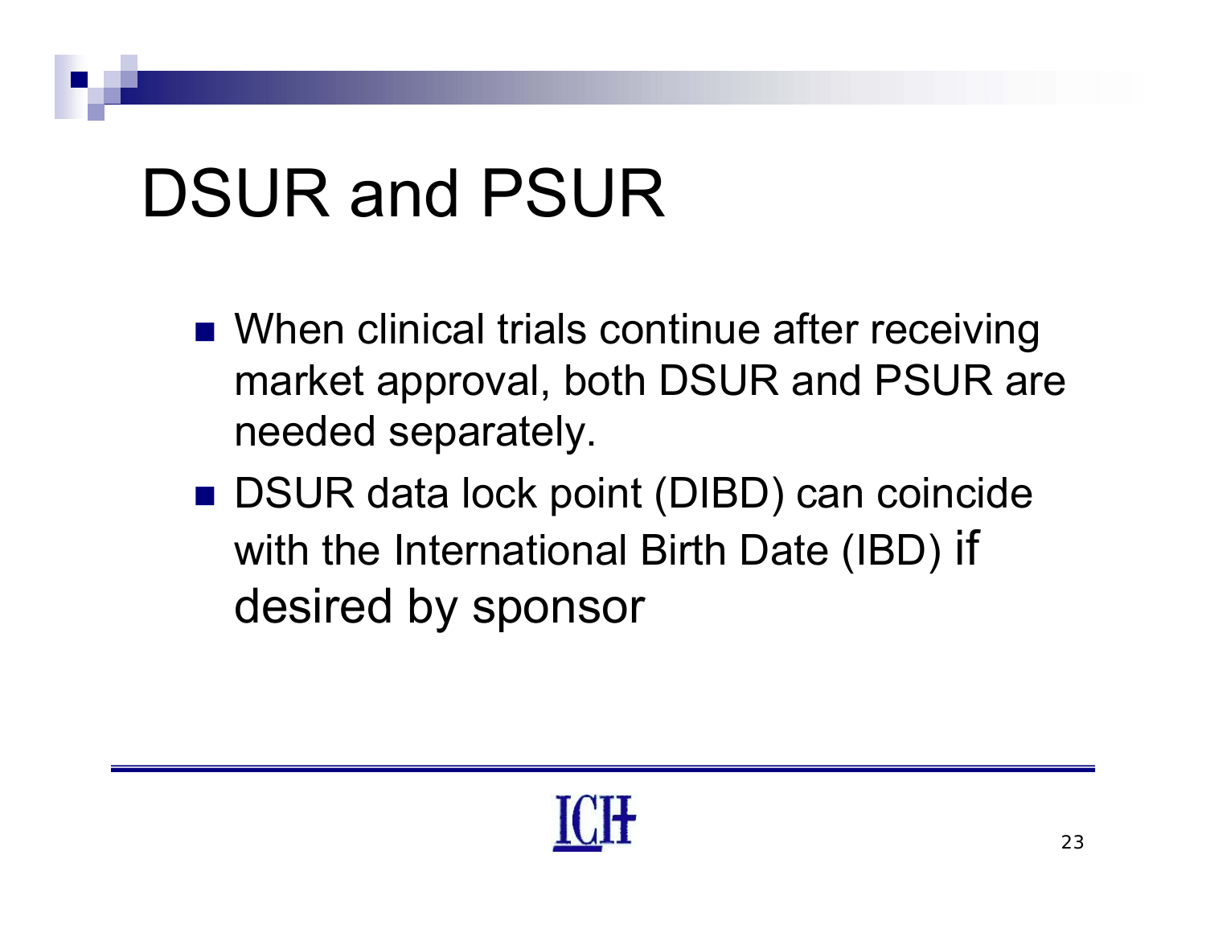# DSUR and PSUR

- When clinical trials continue after receiving market approval, both DSUR and PSUR are needed separately.
- DSUR data lock point (DIBD) can coincide with the International Birth Date (IBD) if desired by sponsor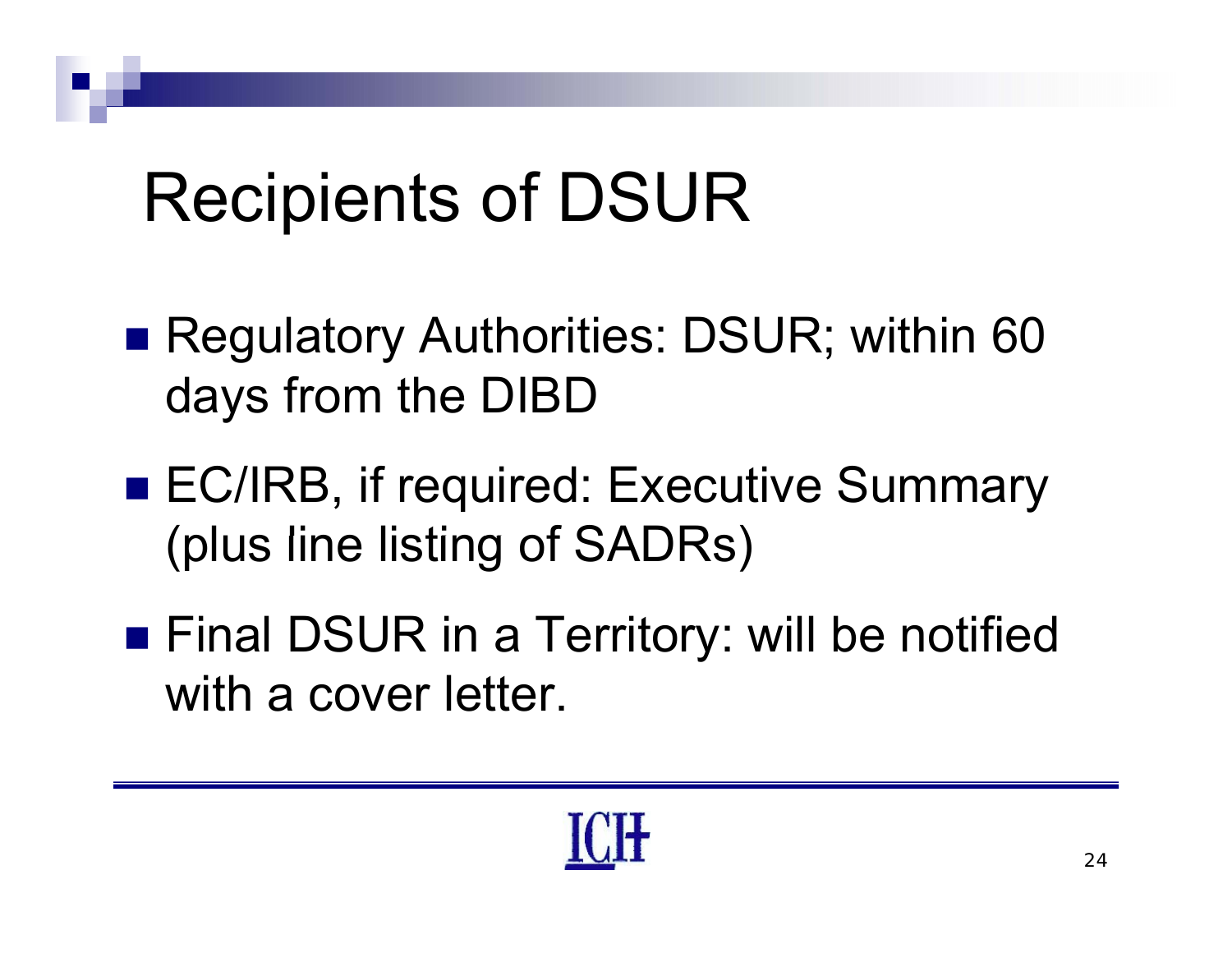# Recipients of DSUR

- Regulatory Authorities: DSUR; within 60 days from the DIBD
- EC/IRB, if required: Executive Summary (plus line listing of SADRs)
- Final DSUR in a Territory: will be notified with a cover letter.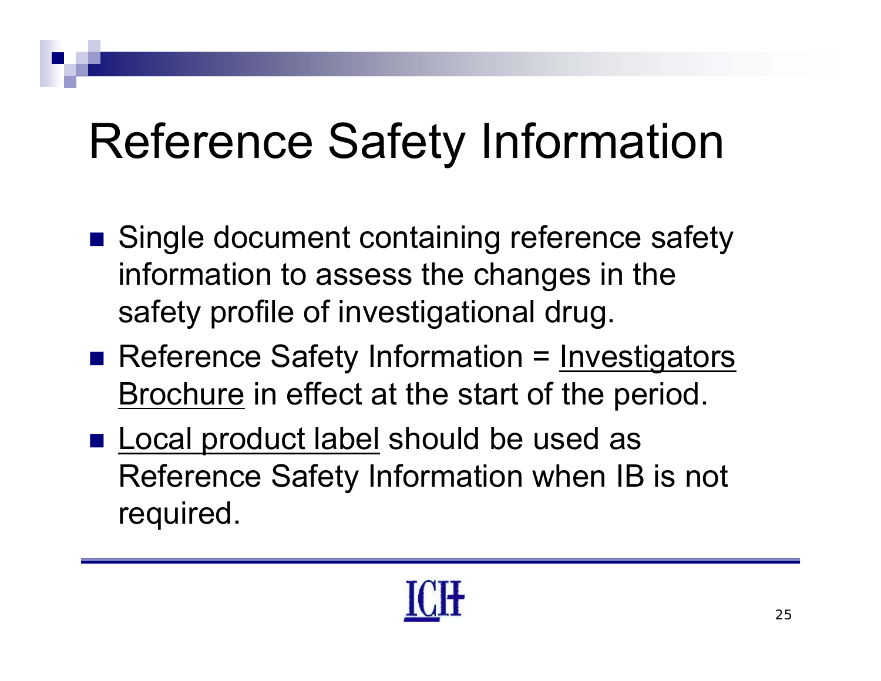# Reference Safety Information

- Single document containing reference safety information to assess the changes in the safety profile of investigational drug.
- Reference Safety Information = Investigators Brochure in effect at the start of the period.
- Local product label should be used as Reference Safety Information when IB is not required.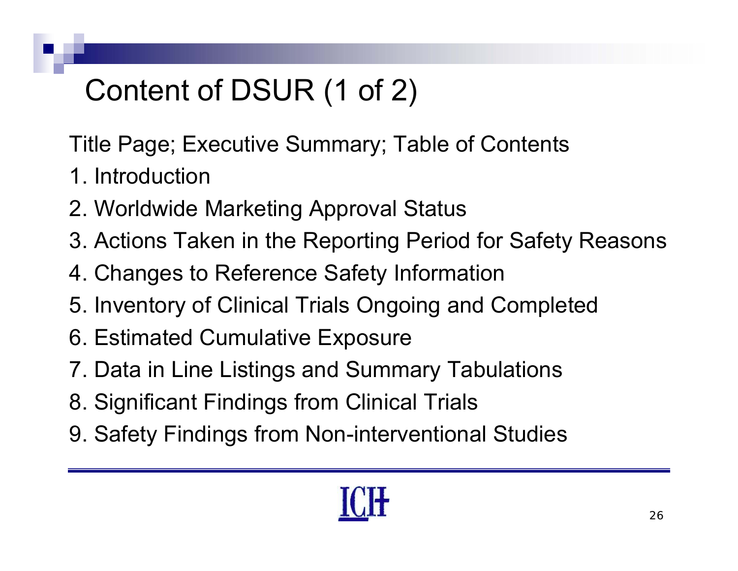# Content of DSUR (1 of 2)

Title Page; Executive Summary; Table of Contents

1. Introduction
2. Worldwide Marketing Approval Status
3. Actions Taken in the Reporting Period for Safety Reasons
4. Changes to Reference Safety Information
5. Inventory of Clinical Trials Ongoing and Completed
6. Estimated Cumulative Exposure
7. Data in Line Listings and Summary Tabulations
8. Significant Findings from Clinical Trials
9. Safety Findings from Non-interventional Studies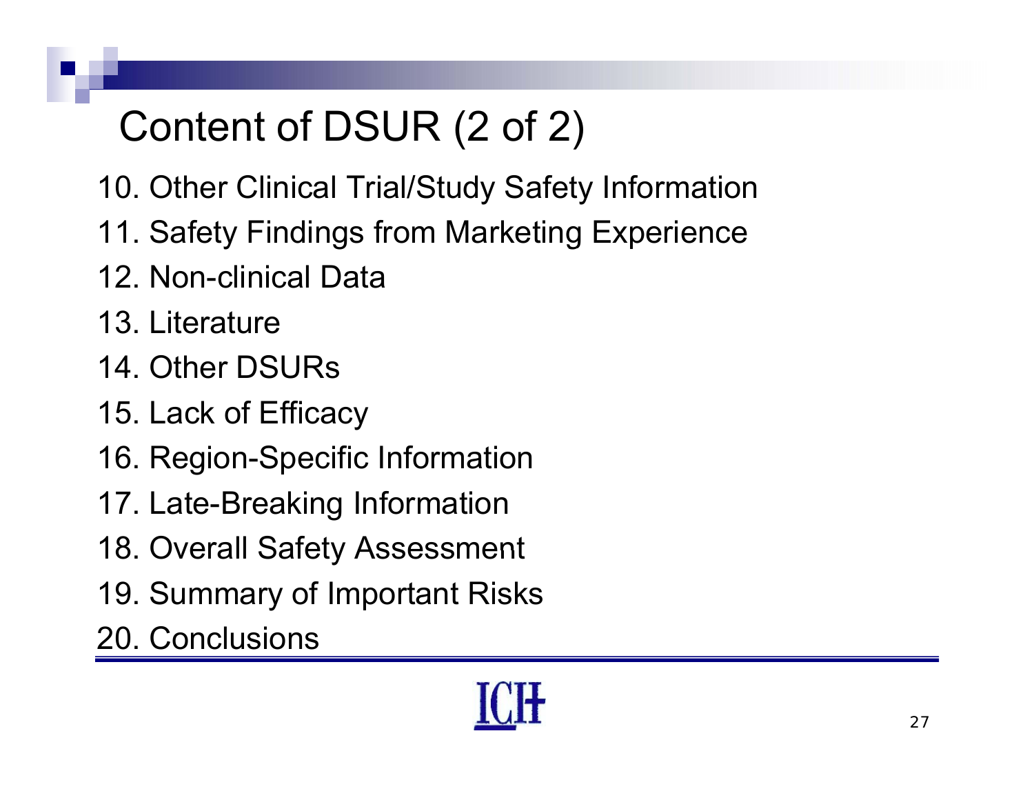# Content of DSUR (2 of 2)

10. Other Clinical Trial/Study Safety Information
11. Safety Findings from Marketing Experience
12. Non-clinical Data
13. Literature
14. Other DSURs
15. Lack of Efficacy
16. Region-Specific Information
17. Late-Breaking Information
18. Overall Safety Assessment
19. Summary of Important Risks
20. Conclusions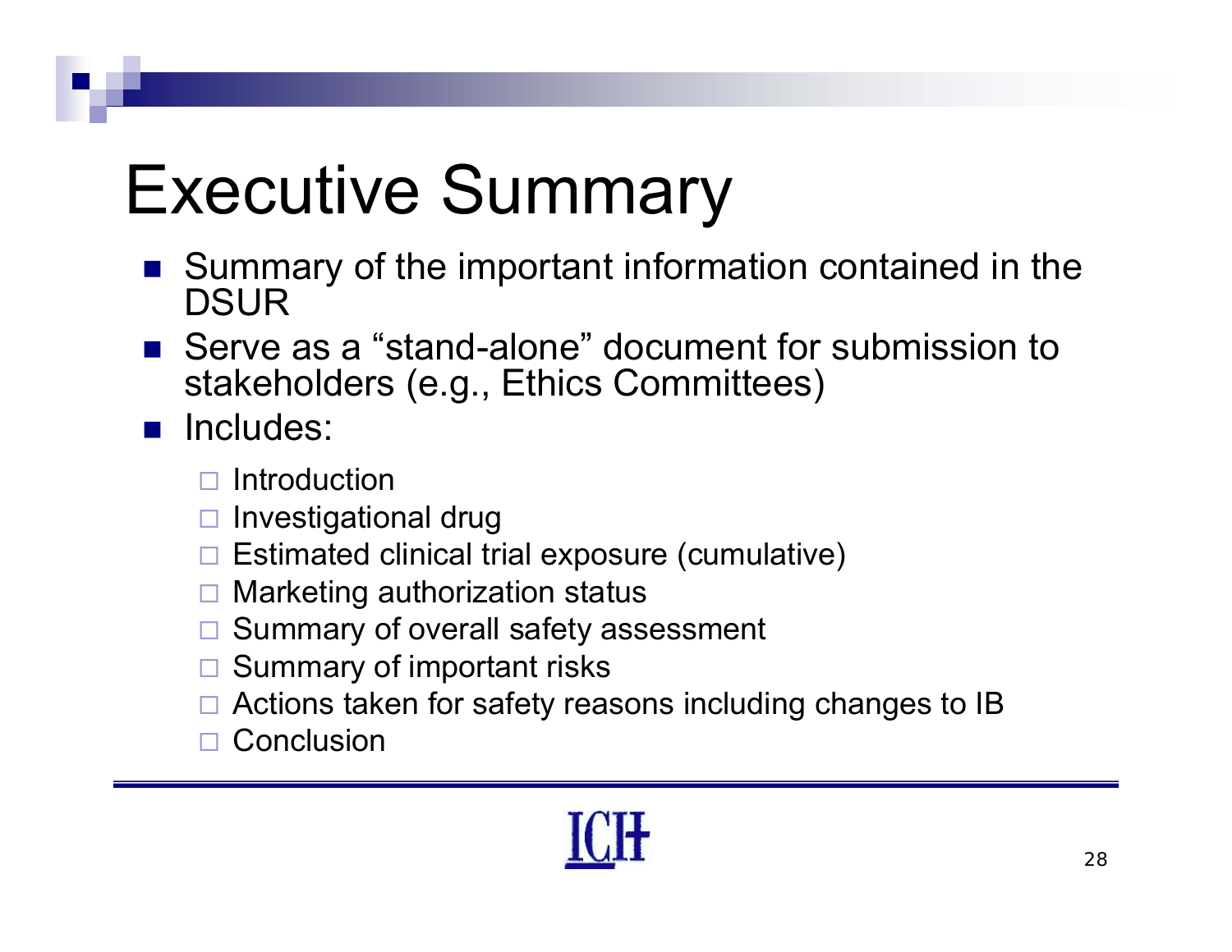# Executive Summary

- Summary of the important information contained in the DSUR
- Serve as a "stand-alone" document for submission to stakeholders (e.g., Ethics Committees)
- Includes:
  - Introduction
  - Investigational drug
  - Estimated clinical trial exposure (cumulative)
  - Marketing authorization status
  - Summary of overall safety assessment
  - Summary of important risks
  - Actions taken for safety reasons including changes to IB
  - Conclusion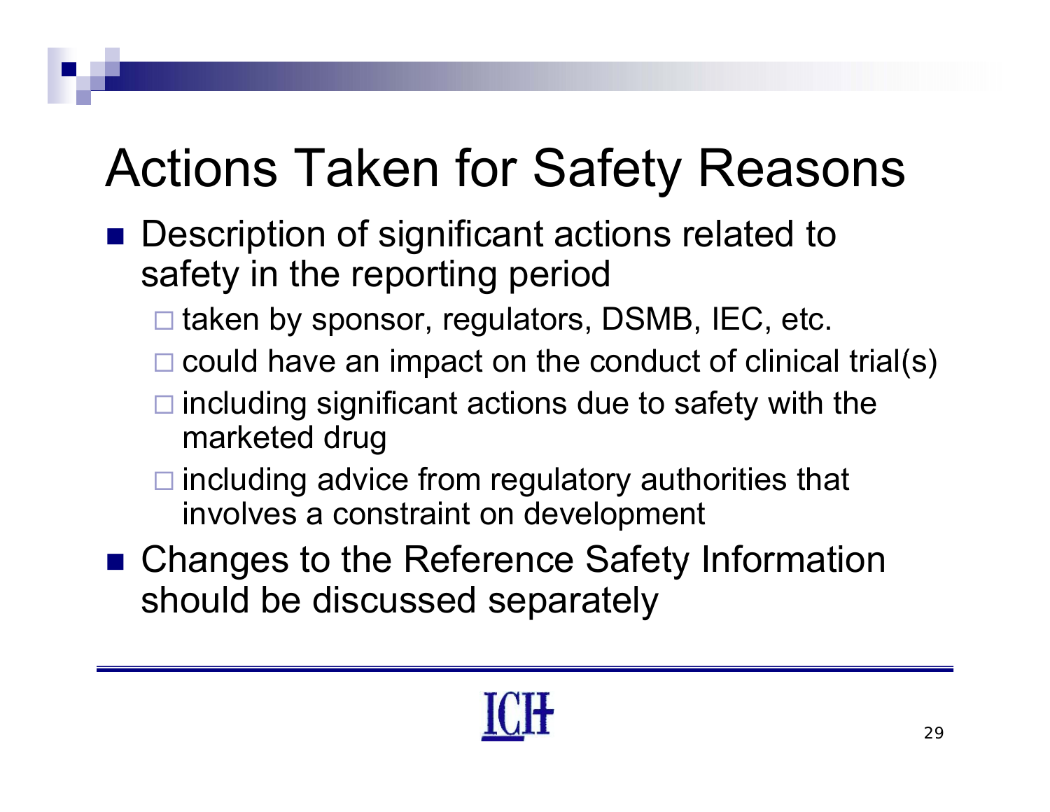# Actions Taken for Safety Reasons

- Description of significant actions related to safety in the reporting period
  - taken by sponsor, regulators, DSMB, IEC, etc.
  - could have an impact on the conduct of clinical trial(s)
  - including significant actions due to safety with the marketed drug
  - including advice from regulatory authorities that involves a constraint on development
- Changes to the Reference Safety Information should be discussed separately

ICH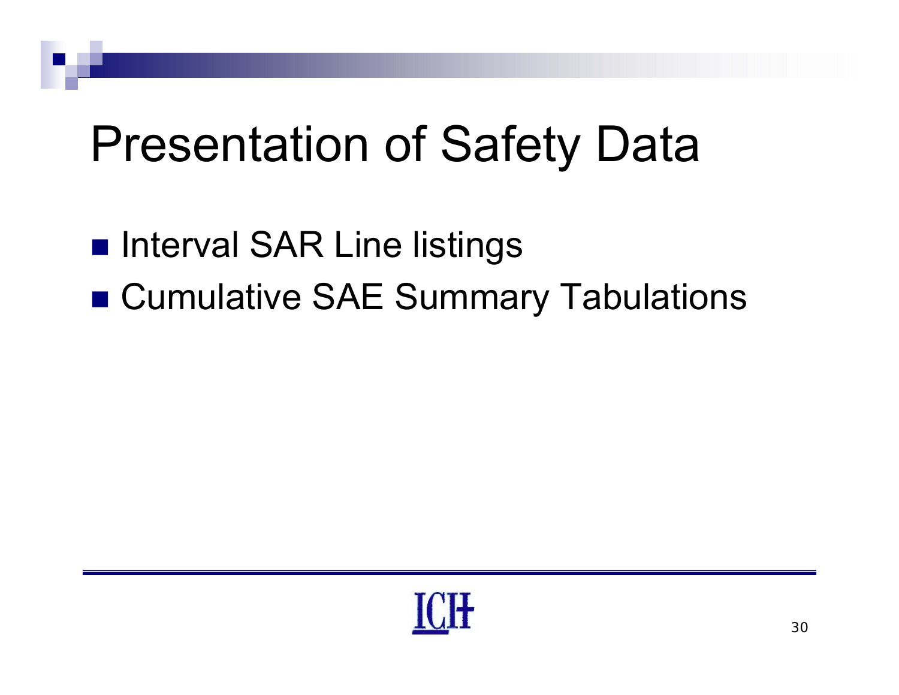# Presentation of Safety Data

- Interval SAR Line listings
- Cumulative SAE Summary Tabulations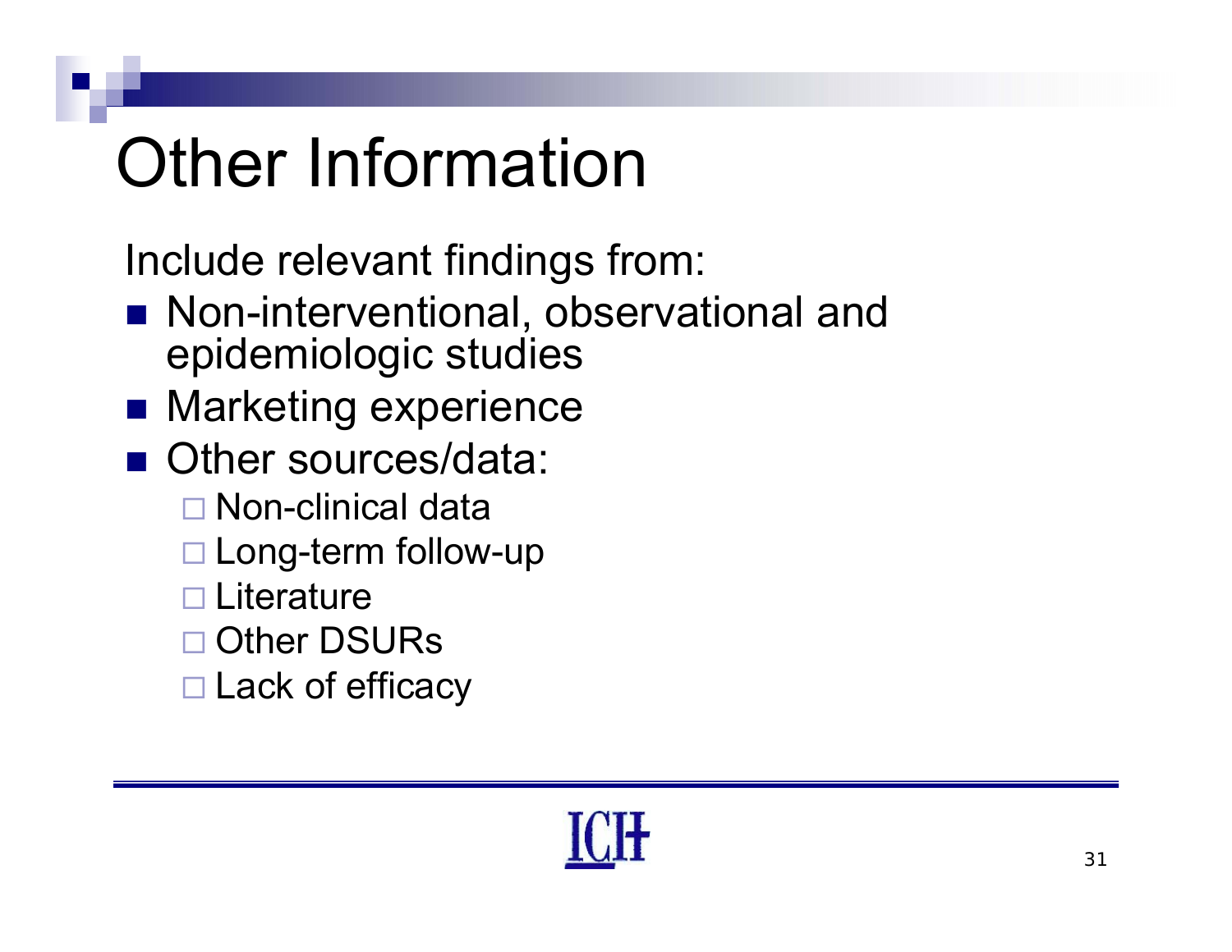# Other Information

Include relevant findings from:

- Non-interventional, observational and epidemiologic studies
- Marketing experience
- Other sources/data:
  - Non-clinical data
  - Long-term follow-up
  - Literature
  - Other DSURs
  - Lack of efficacy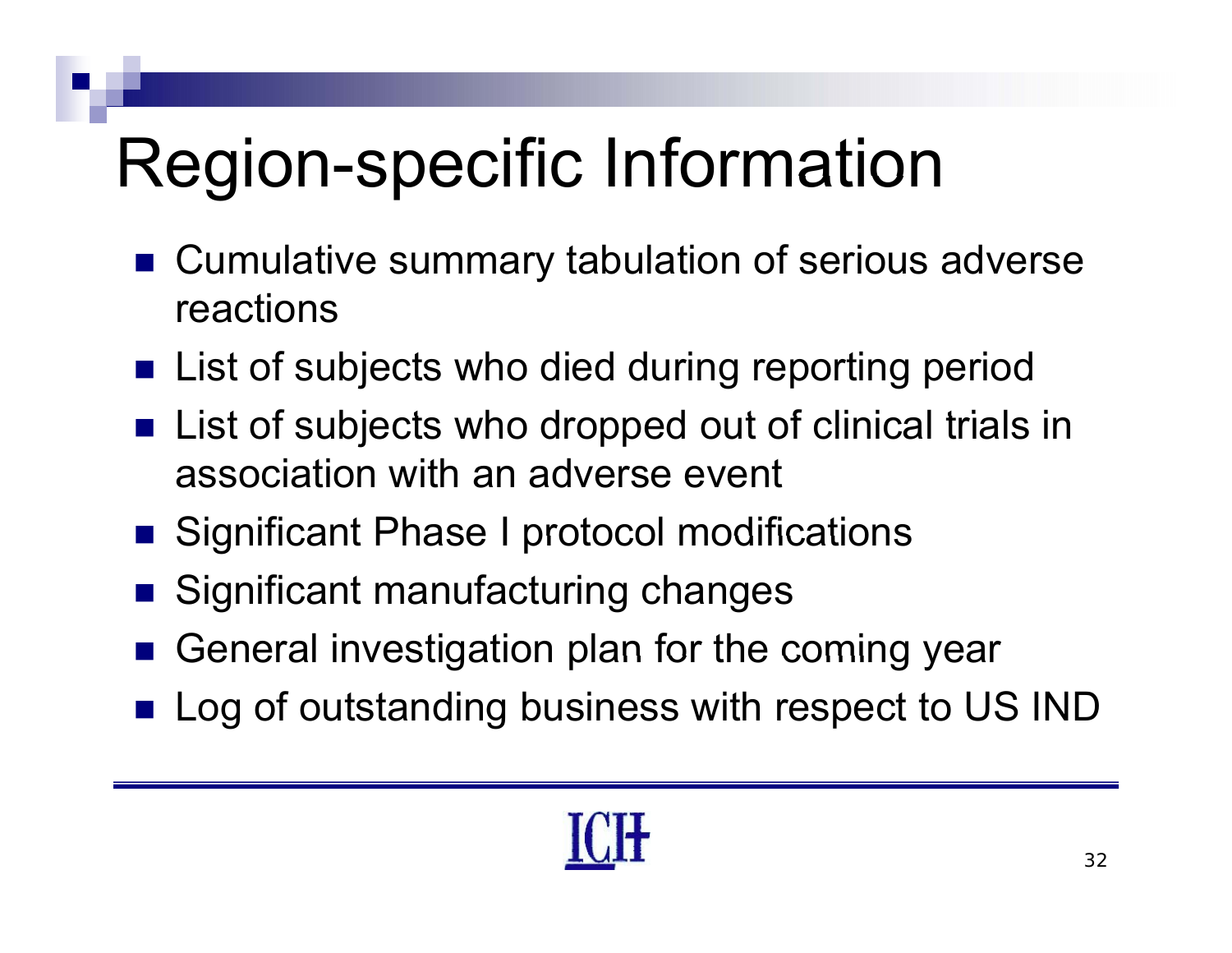# Region-specific Information

- Cumulative summary tabulation of serious adverse reactions
- List of subjects who died during reporting period
- List of subjects who dropped out of clinical trials in association with an adverse event
- Significant Phase I protocol modifications
- Significant manufacturing changes
- General investigation plan for the coming year
- Log of outstanding business with respect to US IND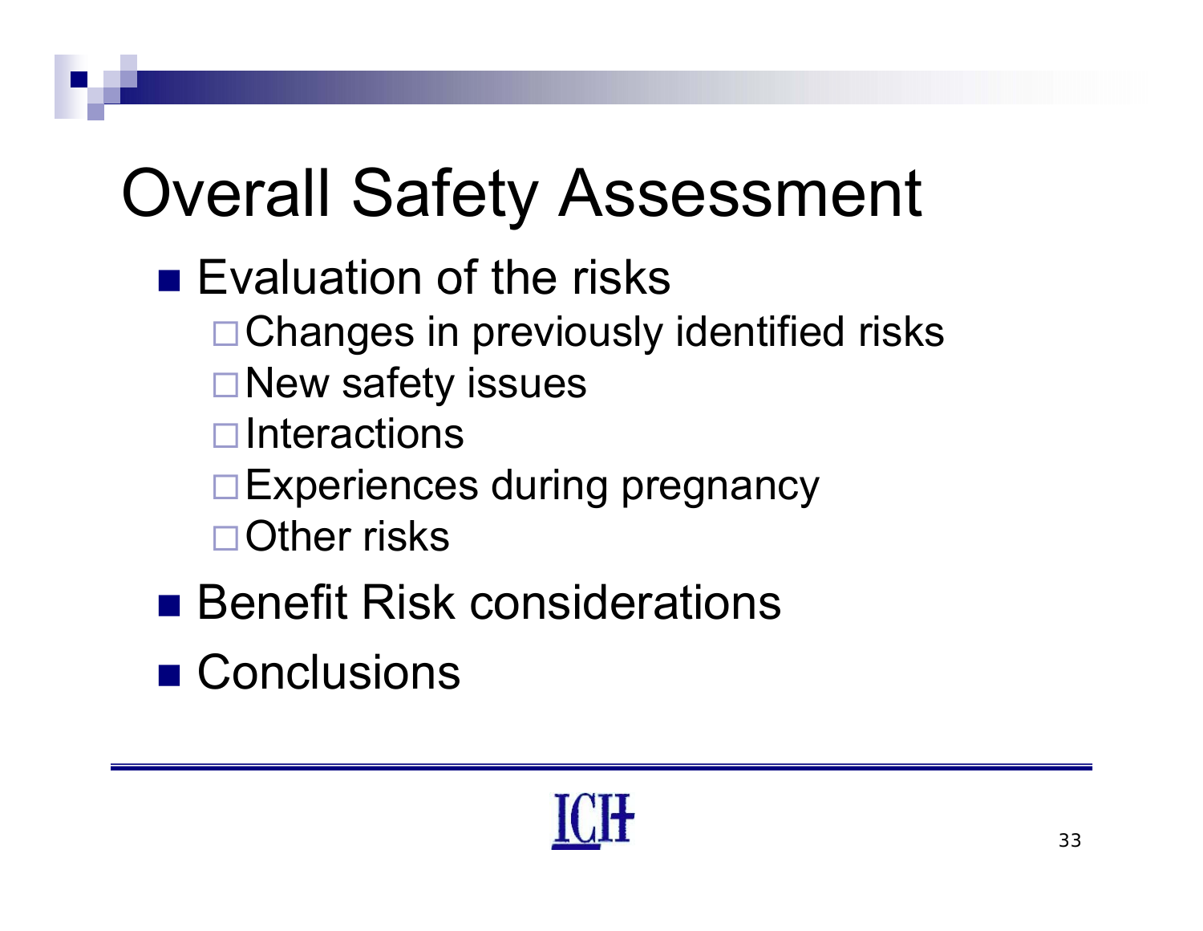# Overall Safety Assessment

- Evaluation of the risks
  - Changes in previously identified risks
  - New safety issues
  - Interactions
  - Experiences during pregnancy
  - Other risks
- Benefit Risk considerations
- Conclusions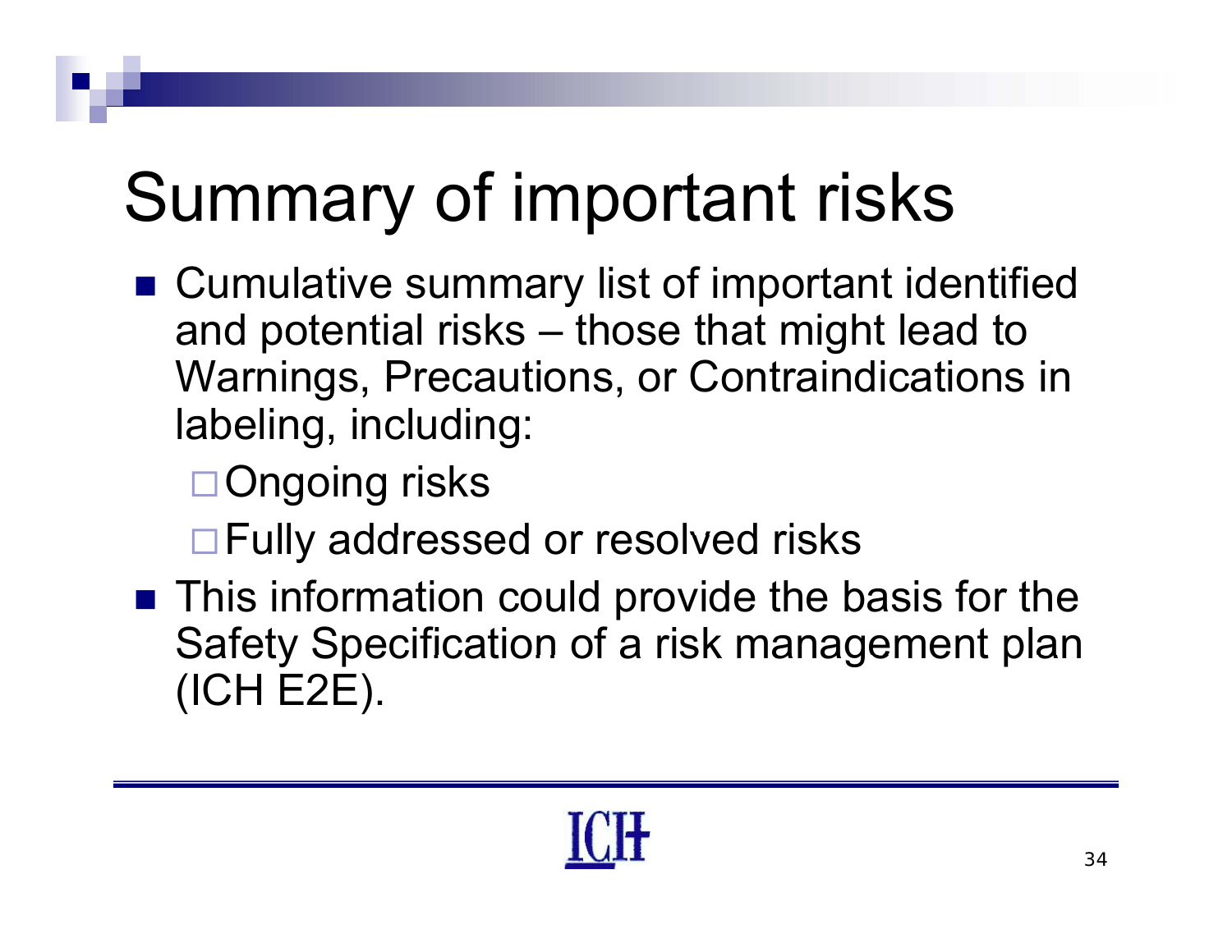# Summary of important risks

- Cumulative summary list of important identified and potential risks – those that might lead to Warnings, Precautions, or Contraindications in labeling, including:
  - Ongoing risks
  - Fully addressed or resolved risks
- This information could provide the basis for the Safety Specification of a risk management plan (ICH E2E).